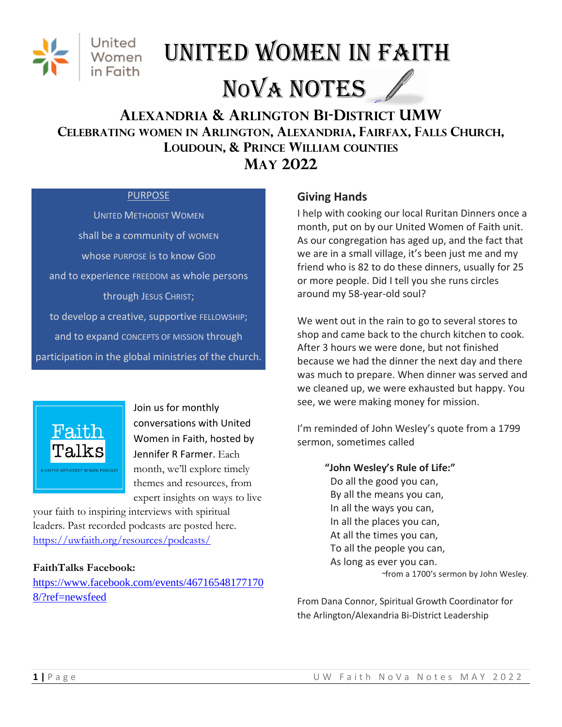# United Women in Faith

# NoVa Notes

## Alexandria & Arlington Bi-District UMW

### Celebrating women in Arlington, Alexandria, Fairfax, Falls Church, Loudoun, & Prince William counties

### May 2022

PURPOSE

United Methodist Women
shall be a community of women
whose purpose is to know God
and to experience freedom as whole persons
through Jesus Christ;
to develop a creative, supportive fellowship;
and to expand concepts of mission through
participation in the global ministries of the church.

Faith Talks
A UNITED METHODIST WOMEN PODCAST

Join us for monthly conversations with United Women in Faith, hosted by Jennifer R Farmer. Each month, we'll explore timely themes and resources, from expert insights on ways to live your faith to inspiring interviews with spiritual leaders. Past recorded podcasts are posted here. https://uwfaith.org/resources/podcasts/

**FaithTalks Facebook:**
https://www.facebook.com/events/467165481771708/?ref=newsfeed

## Giving Hands

I help with cooking our local Ruritan Dinners once a month, put on by our United Women of Faith unit. As our congregation has aged up, and the fact that we are in a small village, it's been just me and my friend who is 82 to do these dinners, usually for 25 or more people. Did I tell you she runs circles around my 58-year-old soul?

We went out in the rain to go to several stores to shop and came back to the church kitchen to cook. After 3 hours we were done, but not finished because we had the dinner the next day and there was much to prepare. When dinner was served and we cleaned up, we were exhausted but happy. You see, we were making money for mission.

I'm reminded of John Wesley's quote from a 1799 sermon, sometimes called

**"John Wesley's Rule of Life:"**
Do all the good you can,
By all the means you can,
In all the ways you can,
In all the places you can,
At all the times you can,
To all the people you can,
As long as ever you can.
~from a 1700's sermon by John Wesley.

From Dana Connor, Spiritual Growth Coordinator for the Arlington/Alexandria Bi-District Leadership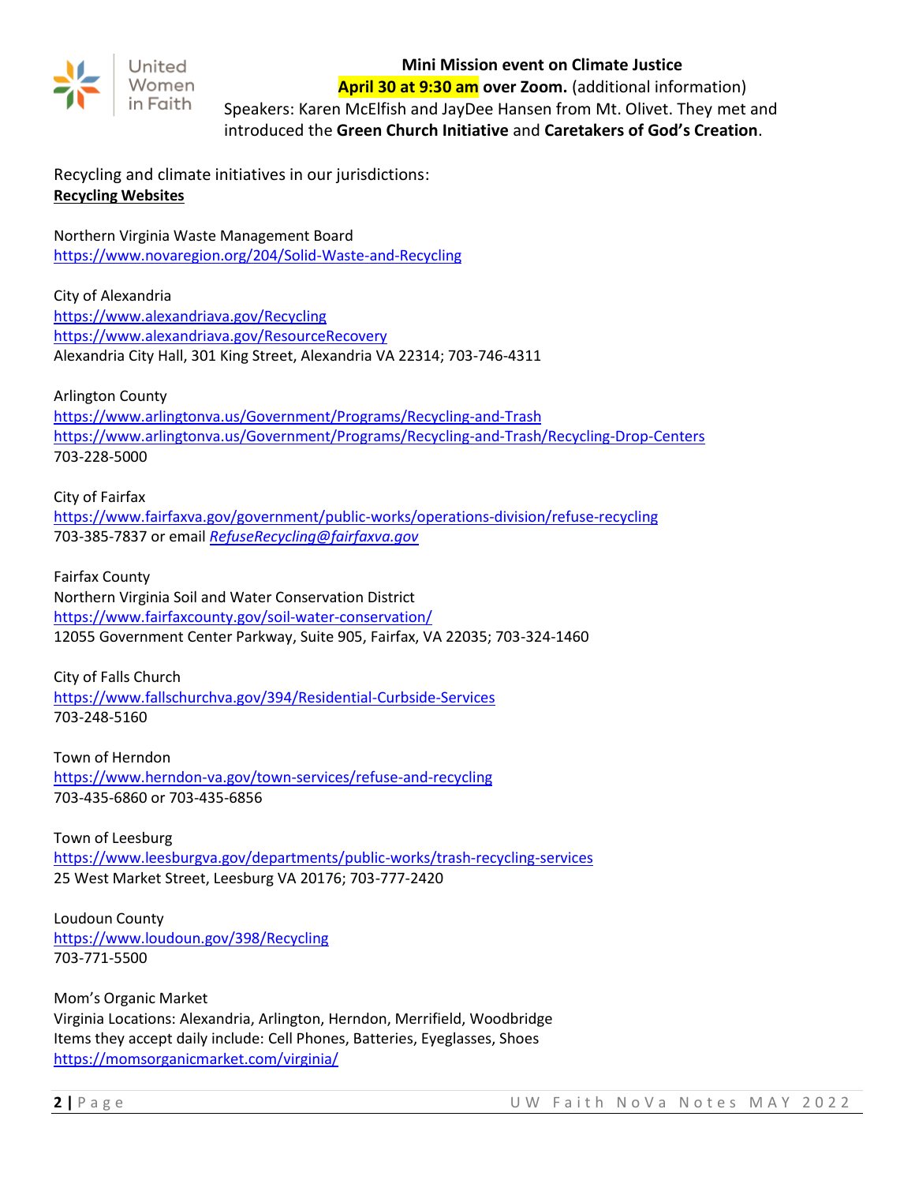**Mini Mission event on Climate Justice**

**April 30 at 9:30 am over Zoom.** (additional information)

Speakers: Karen McElfish and JayDee Hansen from Mt. Olivet. They met and introduced the **Green Church Initiative** and **Caretakers of God's Creation**.

Recycling and climate initiatives in our jurisdictions:

**Recycling Websites**

Northern Virginia Waste Management Board
https://www.novaregion.org/204/Solid-Waste-and-Recycling

City of Alexandria
https://www.alexandriava.gov/Recycling
https://www.alexandriava.gov/ResourceRecovery
Alexandria City Hall, 301 King Street, Alexandria VA 22314; 703-746-4311

Arlington County
https://www.arlingtonva.us/Government/Programs/Recycling-and-Trash
https://www.arlingtonva.us/Government/Programs/Recycling-and-Trash/Recycling-Drop-Centers
703-228-5000

City of Fairfax
https://www.fairfaxva.gov/government/public-works/operations-division/refuse-recycling
703-385-7837 or email *RefuseRecycling@fairfaxva.gov*

Fairfax County
Northern Virginia Soil and Water Conservation District
https://www.fairfaxcounty.gov/soil-water-conservation/
12055 Government Center Parkway, Suite 905, Fairfax, VA 22035; 703-324-1460

City of Falls Church
https://www.fallschurchva.gov/394/Residential-Curbside-Services
703-248-5160

Town of Herndon
https://www.herndon-va.gov/town-services/refuse-and-recycling
703-435-6860 or 703-435-6856

Town of Leesburg
https://www.leesburgva.gov/departments/public-works/trash-recycling-services
25 West Market Street, Leesburg VA 20176; 703-777-2420

Loudoun County
https://www.loudoun.gov/398/Recycling
703-771-5500

Mom's Organic Market
Virginia Locations: Alexandria, Arlington, Herndon, Merrifield, Woodbridge
Items they accept daily include: Cell Phones, Batteries, Eyeglasses, Shoes
https://momsorganicmarket.com/virginia/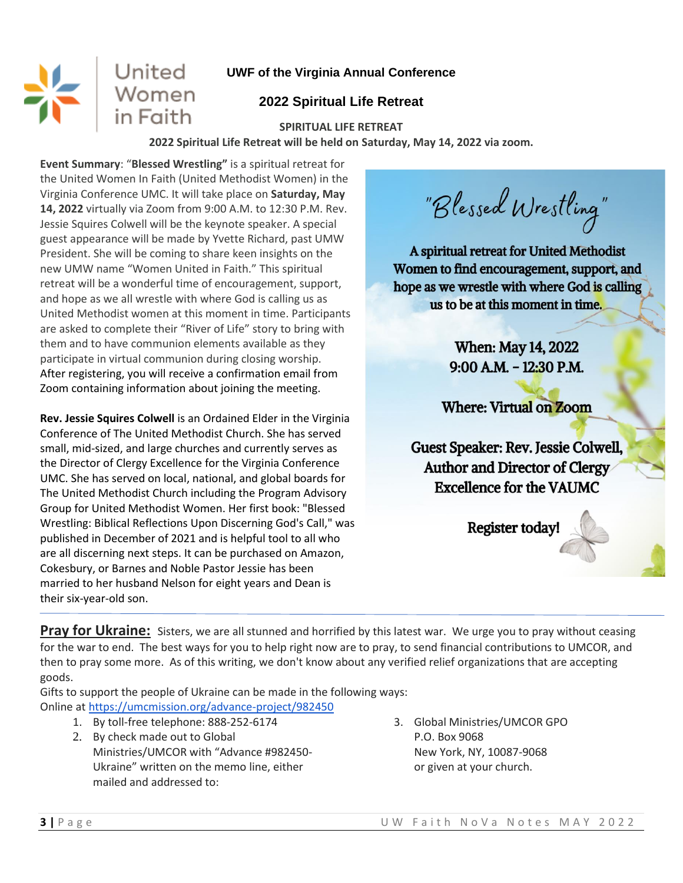United Women in Faith

**UWF of the Virginia Annual Conference**

## 2022 Spiritual Life Retreat

**SPIRITUAL LIFE RETREAT**

**2022 Spiritual Life Retreat will be held on Saturday, May 14, 2022 via zoom.**

**Event Summary**: "**Blessed Wrestling"** is a spiritual retreat for the United Women In Faith (United Methodist Women) in the Virginia Conference UMC. It will take place on **Saturday, May 14, 2022** virtually via Zoom from 9:00 A.M. to 12:30 P.M. Rev. Jessie Squires Colwell will be the keynote speaker. A special guest appearance will be made by Yvette Richard, past UMW President. She will be coming to share keen insights on the new UMW name "Women United in Faith." This spiritual retreat will be a wonderful time of encouragement, support, and hope as we all wrestle with where God is calling us as United Methodist women at this moment in time. Participants are asked to complete their "River of Life" story to bring with them and to have communion elements available as they participate in virtual communion during closing worship. After registering, you will receive a confirmation email from Zoom containing information about joining the meeting.

**Rev. Jessie Squires Colwell** is an Ordained Elder in the Virginia Conference of The United Methodist Church. She has served small, mid-sized, and large churches and currently serves as the Director of Clergy Excellence for the Virginia Conference UMC. She has served on local, national, and global boards for The United Methodist Church including the Program Advisory Group for United Methodist Women. Her first book: "Blessed Wrestling: Biblical Reflections Upon Discerning God's Call," was published in December of 2021 and is helpful tool to all who are all discerning next steps. It can be purchased on Amazon, Cokesbury, or Barnes and Noble Pastor Jessie has been married to her husband Nelson for eight years and Dean is their six-year-old son.

"Blessed Wrestling"

A spiritual retreat for United Methodist Women to find encouragement, support, and hope as we wrestle with where God is calling us to be at this moment in time.

When: May 14, 2022
9:00 A.M. - 12:30 P.M.

Where: Virtual on Zoom

Guest Speaker: Rev. Jessie Colwell, Author and Director of Clergy Excellence for the VAUMC

Register today!

---

**Pray for Ukraine:** Sisters, we are all stunned and horrified by this latest war. We urge you to pray without ceasing for the war to end. The best ways for you to help right now are to pray, to send financial contributions to UMCOR, and then to pray some more. As of this writing, we don't know about any verified relief organizations that are accepting goods.

Gifts to support the people of Ukraine can be made in the following ways:
Online at https://umcmission.org/advance-project/982450

1. By toll-free telephone: 888-252-6174
2. By check made out to Global Ministries/UMCOR with "Advance #982450-Ukraine" written on the memo line, either mailed and addressed to:
3. Global Ministries/UMCOR GPO
   P.O. Box 9068
   New York, NY, 10087-9068
   or given at your church.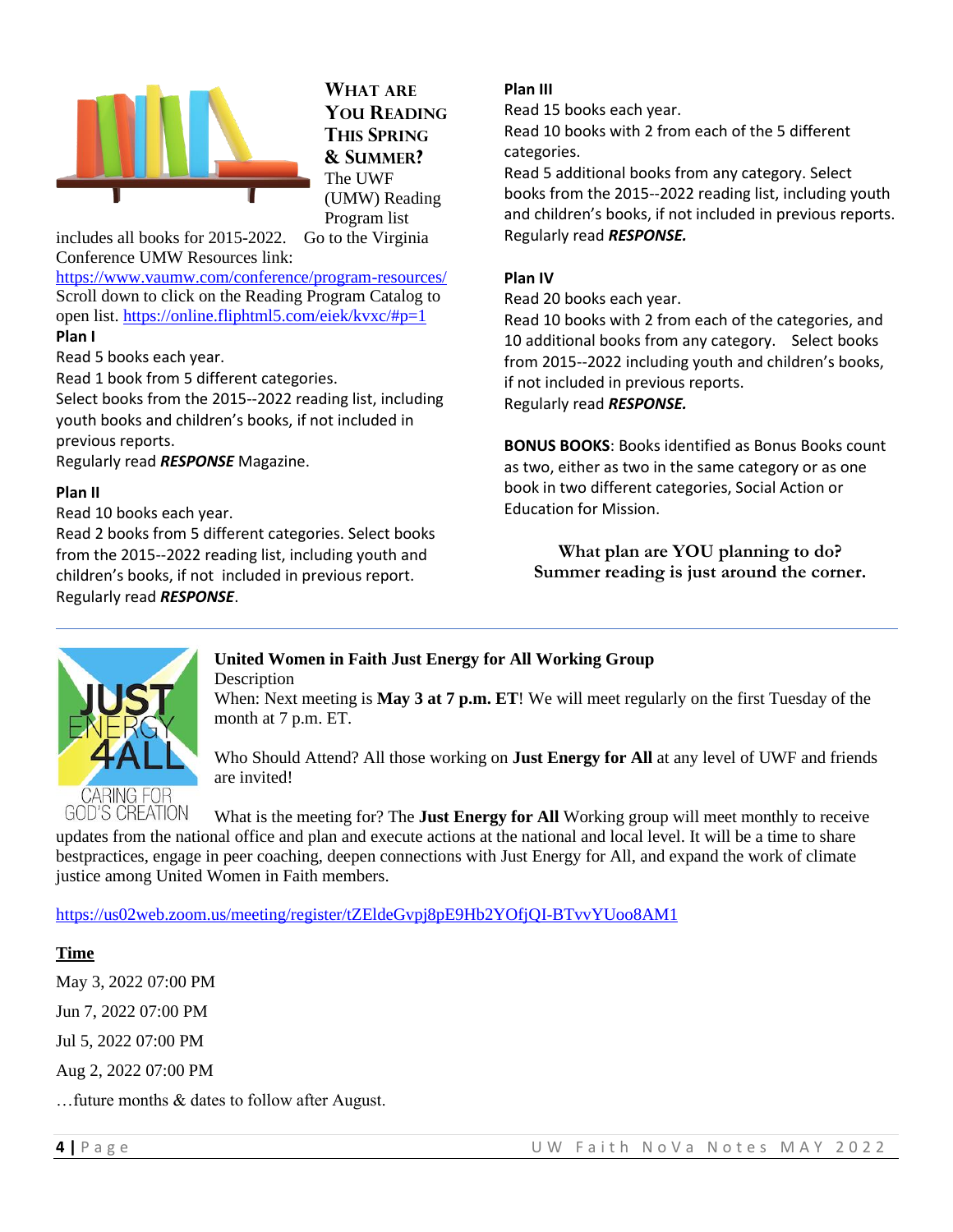## What Are You Reading This Spring & Summer?

The UWF (UMW) Reading Program list includes all books for 2015-2022. Go to the Virginia Conference UMW Resources link: https://www.vaumw.com/conference/program-resources/ Scroll down to click on the Reading Program Catalog to open list. https://online.fliphtml5.com/eiek/kvxc/#p=1

**Plan I**

Read 5 books each year.
Read 1 book from 5 different categories.
Select books from the 2015--2022 reading list, including youth books and children's books, if not included in previous reports.
Regularly read ***RESPONSE*** Magazine.

**Plan II**

Read 10 books each year.
Read 2 books from 5 different categories. Select books from the 2015--2022 reading list, including youth and children's books, if not included in previous report.
Regularly read ***RESPONSE***.

**Plan III**

Read 15 books each year.
Read 10 books with 2 from each of the 5 different categories.
Read 5 additional books from any category. Select books from the 2015--2022 reading list, including youth and children's books, if not included in previous reports.
Regularly read ***RESPONSE.***

**Plan IV**

Read 20 books each year.
Read 10 books with 2 from each of the categories, and 10 additional books from any category. Select books from 2015--2022 including youth and children's books, if not included in previous reports.
Regularly read ***RESPONSE.***

**BONUS BOOKS**: Books identified as Bonus Books count as two, either as two in the same category or as one book in two different categories, Social Action or Education for Mission.

**What plan are YOU planning to do?**
**Summer reading is just around the corner.**

---

**United Women in Faith Just Energy for All Working Group**

Description

When: Next meeting is **May 3 at 7 p.m. ET**! We will meet regularly on the first Tuesday of the month at 7 p.m. ET.

Who Should Attend? All those working on **Just Energy for All** at any level of UWF and friends are invited!

What is the meeting for? The **Just Energy for All** Working group will meet monthly to receive updates from the national office and plan and execute actions at the national and local level. It will be a time to share bestpractices, engage in peer coaching, deepen connections with Just Energy for All, and expand the work of climate justice among United Women in Faith members.

https://us02web.zoom.us/meeting/register/tZEldeGvpj8pE9Hb2YOfjQI-BTvvYUoo8AM1

**Time**

May 3, 2022 07:00 PM

Jun 7, 2022 07:00 PM

Jul 5, 2022 07:00 PM

Aug 2, 2022 07:00 PM

…future months & dates to follow after August.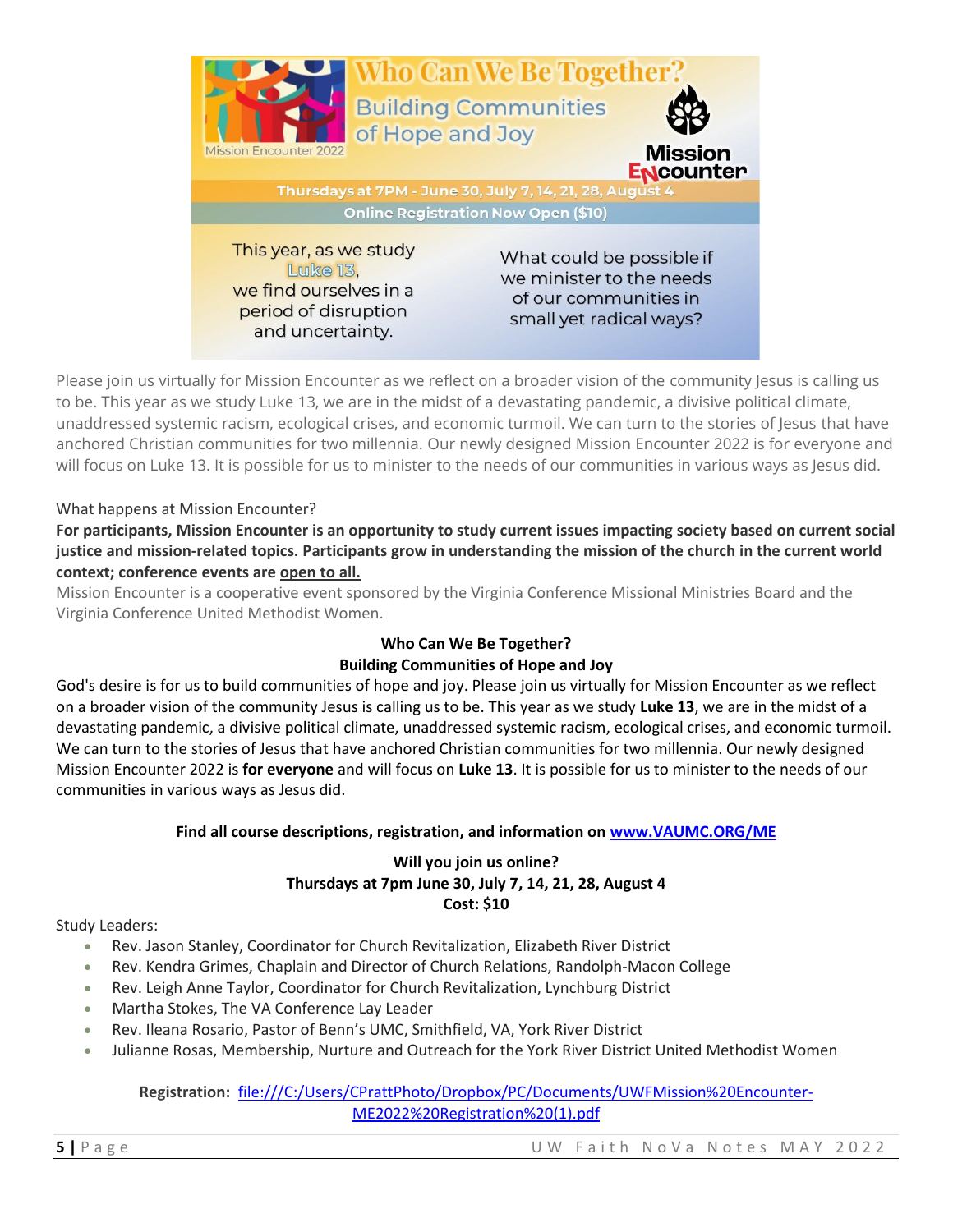# Who Can We Be Together?

## Building Communities of Hope and Joy

Mission Encounter 2022

Mission Encounter

Thursdays at 7PM - June 30, July 7, 14, 21, 28, August 4

Online Registration Now Open ($10)

This year, as we study Luke 13, we find ourselves in a period of disruption and uncertainty.

What could be possible if we minister to the needs of our communities in small yet radical ways?

Please join us virtually for Mission Encounter as we reflect on a broader vision of the community Jesus is calling us to be. This year as we study Luke 13, we are in the midst of a devastating pandemic, a divisive political climate, unaddressed systemic racism, ecological crises, and economic turmoil. We can turn to the stories of Jesus that have anchored Christian communities for two millennia. Our newly designed Mission Encounter 2022 is for everyone and will focus on Luke 13. It is possible for us to minister to the needs of our communities in various ways as Jesus did.

What happens at Mission Encounter?

**For participants, Mission Encounter is an opportunity to study current issues impacting society based on current social justice and mission-related topics. Participants grow in understanding the mission of the church in the current world context; conference events are open to all.**

Mission Encounter is a cooperative event sponsored by the Virginia Conference Missional Ministries Board and the Virginia Conference United Methodist Women.

**Who Can We Be Together?**
**Building Communities of Hope and Joy**

God's desire is for us to build communities of hope and joy. Please join us virtually for Mission Encounter as we reflect on a broader vision of the community Jesus is calling us to be. This year as we study **Luke 13**, we are in the midst of a devastating pandemic, a divisive political climate, unaddressed systemic racism, ecological crises, and economic turmoil. We can turn to the stories of Jesus that have anchored Christian communities for two millennia. Our newly designed Mission Encounter 2022 is **for everyone** and will focus on **Luke 13**. It is possible for us to minister to the needs of our communities in various ways as Jesus did.

**Find all course descriptions, registration, and information on www.VAUMC.ORG/ME**

**Will you join us online?**
**Thursdays at 7pm June 30, July 7, 14, 21, 28, August 4**
**Cost: $10**

Study Leaders:

- Rev. Jason Stanley, Coordinator for Church Revitalization, Elizabeth River District
- Rev. Kendra Grimes, Chaplain and Director of Church Relations, Randolph-Macon College
- Rev. Leigh Anne Taylor, Coordinator for Church Revitalization, Lynchburg District
- Martha Stokes, The VA Conference Lay Leader
- Rev. Ileana Rosario, Pastor of Benn's UMC, Smithfield, VA, York River District
- Julianne Rosas, Membership, Nurture and Outreach for the York River District United Methodist Women

**Registration:** file:///C:/Users/CPrattPhoto/Dropbox/PC/Documents/UWFMission%20Encounter-ME2022%20Registration%20(1).pdf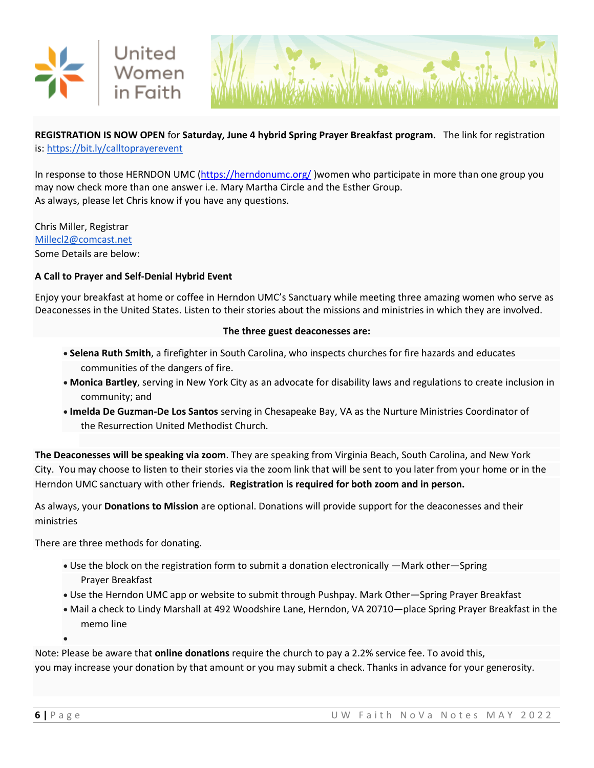United Women in Faith

**REGISTRATION IS NOW OPEN** for **Saturday, June 4 hybrid Spring Prayer Breakfast program.** The link for registration is: https://bit.ly/calltoprayerevent

In response to those HERNDON UMC (https://herndonumc.org/ )women who participate in more than one group you may now check more than one answer i.e. Mary Martha Circle and the Esther Group.
As always, please let Chris know if you have any questions.

Chris Miller, Registrar
Millecl2@comcast.net
Some Details are below:

**A Call to Prayer and Self-Denial Hybrid Event**

Enjoy your breakfast at home or coffee in Herndon UMC's Sanctuary while meeting three amazing women who serve as Deaconesses in the United States. Listen to their stories about the missions and ministries in which they are involved.

**The three guest deaconesses are:**

- **Selena Ruth Smith**, a firefighter in South Carolina, who inspects churches for fire hazards and educates communities of the dangers of fire.
- **Monica Bartley**, serving in New York City as an advocate for disability laws and regulations to create inclusion in community; and
- **Imelda De Guzman-De Los Santos** serving in Chesapeake Bay, VA as the Nurture Ministries Coordinator of the Resurrection United Methodist Church.

**The Deaconesses will be speaking via zoom**. They are speaking from Virginia Beach, South Carolina, and New York City. You may choose to listen to their stories via the zoom link that will be sent to you later from your home or in the Herndon UMC sanctuary with other friends**. Registration is required for both zoom and in person.**

As always, your **Donations to Mission** are optional. Donations will provide support for the deaconesses and their ministries

There are three methods for donating.

- Use the block on the registration form to submit a donation electronically —Mark other—Spring Prayer Breakfast
- Use the Herndon UMC app or website to submit through Pushpay. Mark Other—Spring Prayer Breakfast
- Mail a check to Lindy Marshall at 492 Woodshire Lane, Herndon, VA 20710—place Spring Prayer Breakfast in the memo line

Note: Please be aware that **online donations** require the church to pay a 2.2% service fee. To avoid this, you may increase your donation by that amount or you may submit a check. Thanks in advance for your generosity.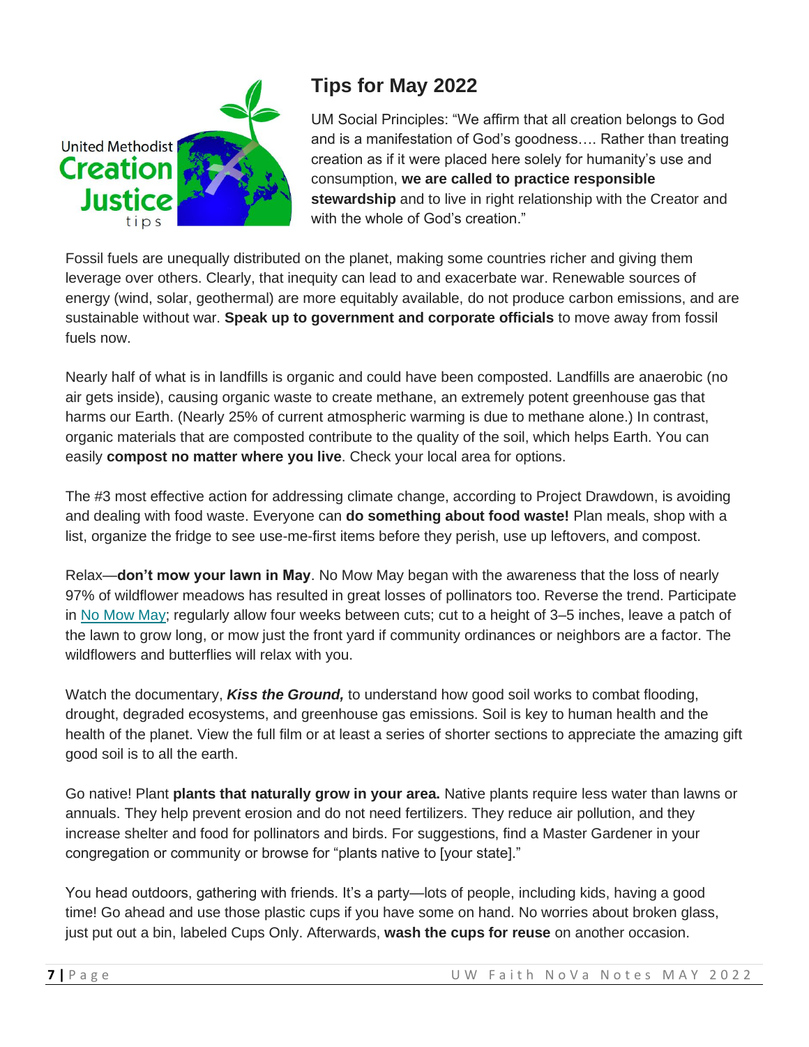United Methodist Creation Justice tips

## Tips for May 2022

UM Social Principles: "We affirm that all creation belongs to God and is a manifestation of God's goodness…. Rather than treating creation as if it were placed here solely for humanity's use and consumption, **we are called to practice responsible stewardship** and to live in right relationship with the Creator and with the whole of God's creation."

Fossil fuels are unequally distributed on the planet, making some countries richer and giving them leverage over others. Clearly, that inequity can lead to and exacerbate war. Renewable sources of energy (wind, solar, geothermal) are more equitably available, do not produce carbon emissions, and are sustainable without war. **Speak up to government and corporate officials** to move away from fossil fuels now.

Nearly half of what is in landfills is organic and could have been composted. Landfills are anaerobic (no air gets inside), causing organic waste to create methane, an extremely potent greenhouse gas that harms our Earth. (Nearly 25% of current atmospheric warming is due to methane alone.) In contrast, organic materials that are composted contribute to the quality of the soil, which helps Earth. You can easily **compost no matter where you live**. Check your local area for options.

The #3 most effective action for addressing climate change, according to Project Drawdown, is avoiding and dealing with food waste. Everyone can **do something about food waste!** Plan meals, shop with a list, organize the fridge to see use-me-first items before they perish, use up leftovers, and compost.

Relax—**don't mow your lawn in May**. No Mow May began with the awareness that the loss of nearly 97% of wildflower meadows has resulted in great losses of pollinators too. Reverse the trend. Participate in No Mow May; regularly allow four weeks between cuts; cut to a height of 3–5 inches, leave a patch of the lawn to grow long, or mow just the front yard if community ordinances or neighbors are a factor. The wildflowers and butterflies will relax with you.

Watch the documentary, ***Kiss the Ground,*** to understand how good soil works to combat flooding, drought, degraded ecosystems, and greenhouse gas emissions. Soil is key to human health and the health of the planet. View the full film or at least a series of shorter sections to appreciate the amazing gift good soil is to all the earth.

Go native! Plant **plants that naturally grow in your area.** Native plants require less water than lawns or annuals. They help prevent erosion and do not need fertilizers. They reduce air pollution, and they increase shelter and food for pollinators and birds. For suggestions, find a Master Gardener in your congregation or community or browse for "plants native to [your state]."

You head outdoors, gathering with friends. It's a party—lots of people, including kids, having a good time! Go ahead and use those plastic cups if you have some on hand. No worries about broken glass, just put out a bin, labeled Cups Only. Afterwards, **wash the cups for reuse** on another occasion.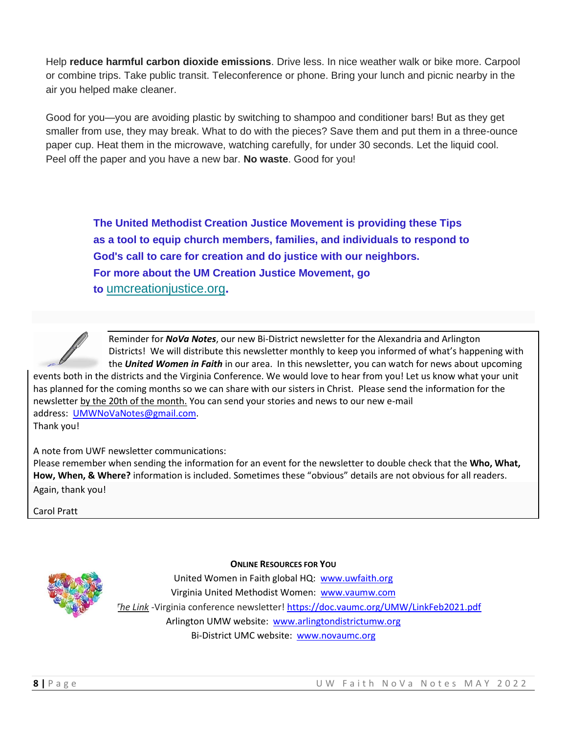Help **reduce harmful carbon dioxide emissions**. Drive less. In nice weather walk or bike more. Carpool or combine trips. Take public transit. Teleconference or phone. Bring your lunch and picnic nearby in the air you helped make cleaner.

Good for you—you are avoiding plastic by switching to shampoo and conditioner bars! But as they get smaller from use, they may break. What to do with the pieces? Save them and put them in a three-ounce paper cup. Heat them in the microwave, watching carefully, for under 30 seconds. Let the liquid cool. Peel off the paper and you have a new bar. **No waste**. Good for you!

**The United Methodist Creation Justice Movement is providing these Tips as a tool to equip church members, families, and individuals to respond to God's call to care for creation and do justice with our neighbors. For more about the UM Creation Justice Movement, go to** umcreationjustice.org**.**

Reminder for ***NoVa Notes***, our new Bi-District newsletter for the Alexandria and Arlington Districts! We will distribute this newsletter monthly to keep you informed of what's happening with the ***United Women in Faith*** in our area. In this newsletter, you can watch for news about upcoming events both in the districts and the Virginia Conference. We would love to hear from you! Let us know what your unit has planned for the coming months so we can share with our sisters in Christ. Please send the information for the newsletter by the 20th of the month. You can send your stories and news to our new e-mail address: UMWNoVaNotes@gmail.com.
Thank you!

A note from UWF newsletter communications:
Please remember when sending the information for an event for the newsletter to double check that the **Who, What, How, When, & Where?** information is included. Sometimes these "obvious" details are not obvious for all readers.
Again, thank you!

Carol Pratt

**ONLINE RESOURCES FOR YOU**

United Women in Faith global HQ: www.uwfaith.org
Virginia United Methodist Women: www.vaumw.com
*The Link* -Virginia conference newsletter! https://doc.vaumc.org/UMW/LinkFeb2021.pdf
Arlington UMW website: www.arlingtondistrictumw.org
Bi-District UMC website: www.novaumc.org